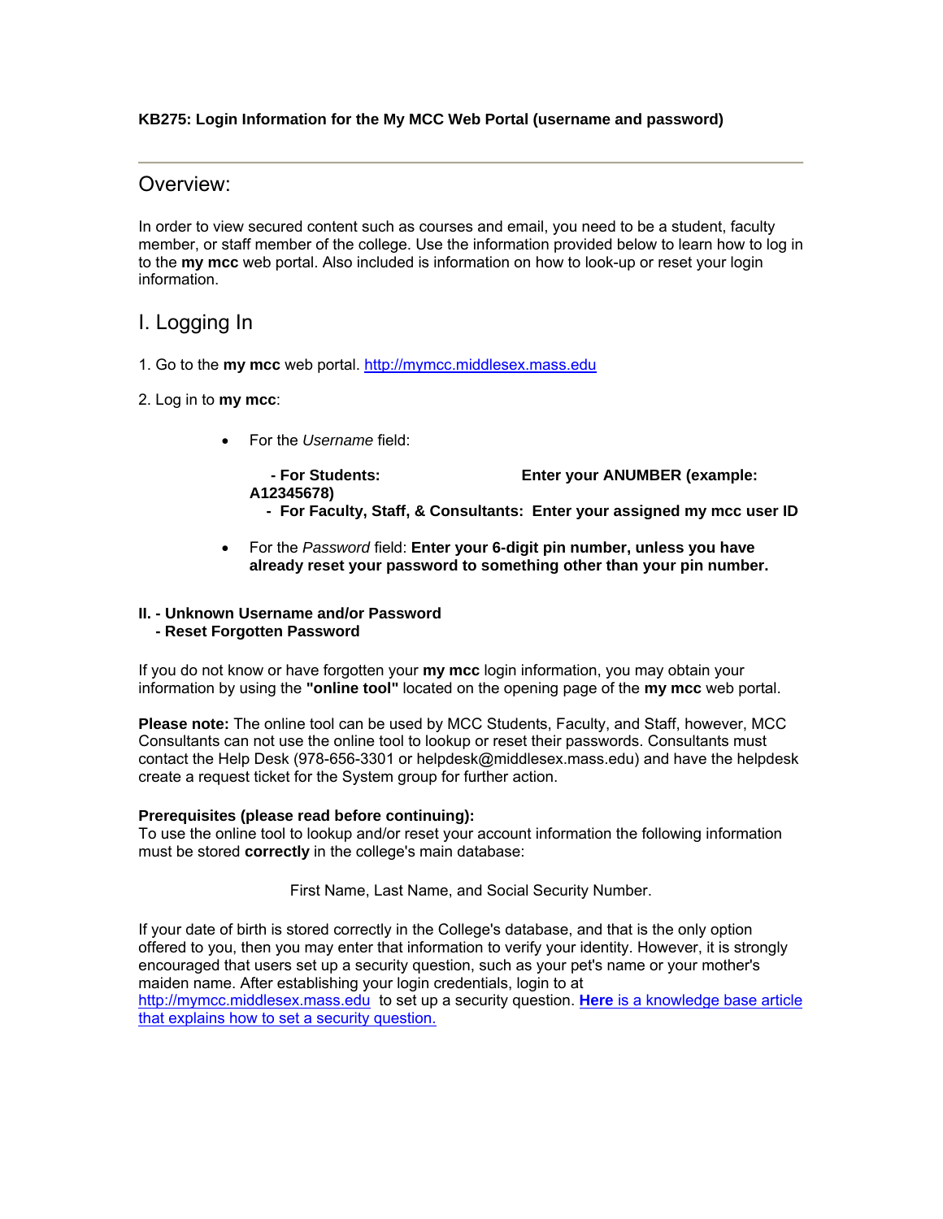**KB275: Login Information for the My MCC Web Portal (username and password)**

---

## Overview:

In order to view secured content such as courses and email, you need to be a student, faculty member, or staff member of the college. Use the information provided below to learn how to log in to the **my mcc** web portal. Also included is information on how to look-up or reset your login information.

## I. Logging In

1. Go to the **my mcc** web portal. http://mymcc.middlesex.mass.edu

2. Log in to **my mcc**:

- For the *Username* field:

  **- For Students: Enter your ANUMBER (example: A12345678)**
  **- For Faculty, Staff, & Consultants: Enter your assigned my mcc user ID**

- For the *Password* field: **Enter your 6-digit pin number, unless you have already reset your password to something other than your pin number.**

**II. - Unknown Username and/or Password**
**- Reset Forgotten Password**

If you do not know or have forgotten your **my mcc** login information, you may obtain your information by using the **"online tool"** located on the opening page of the **my mcc** web portal.

**Please note:** The online tool can be used by MCC Students, Faculty, and Staff, however, MCC Consultants can not use the online tool to lookup or reset their passwords. Consultants must contact the Help Desk (978-656-3301 or helpdesk@middlesex.mass.edu) and have the helpdesk create a request ticket for the System group for further action.

**Prerequisites (please read before continuing):**
To use the online tool to lookup and/or reset your account information the following information must be stored **correctly** in the college's main database:

First Name, Last Name, and Social Security Number.

If your date of birth is stored correctly in the College's database, and that is the only option offered to you, then you may enter that information to verify your identity. However, it is strongly encouraged that users set up a security question, such as your pet's name or your mother's maiden name. After establishing your login credentials, login to at http://mymcc.middlesex.mass.edu to set up a security question. **Here** is a knowledge base article that explains how to set a security question.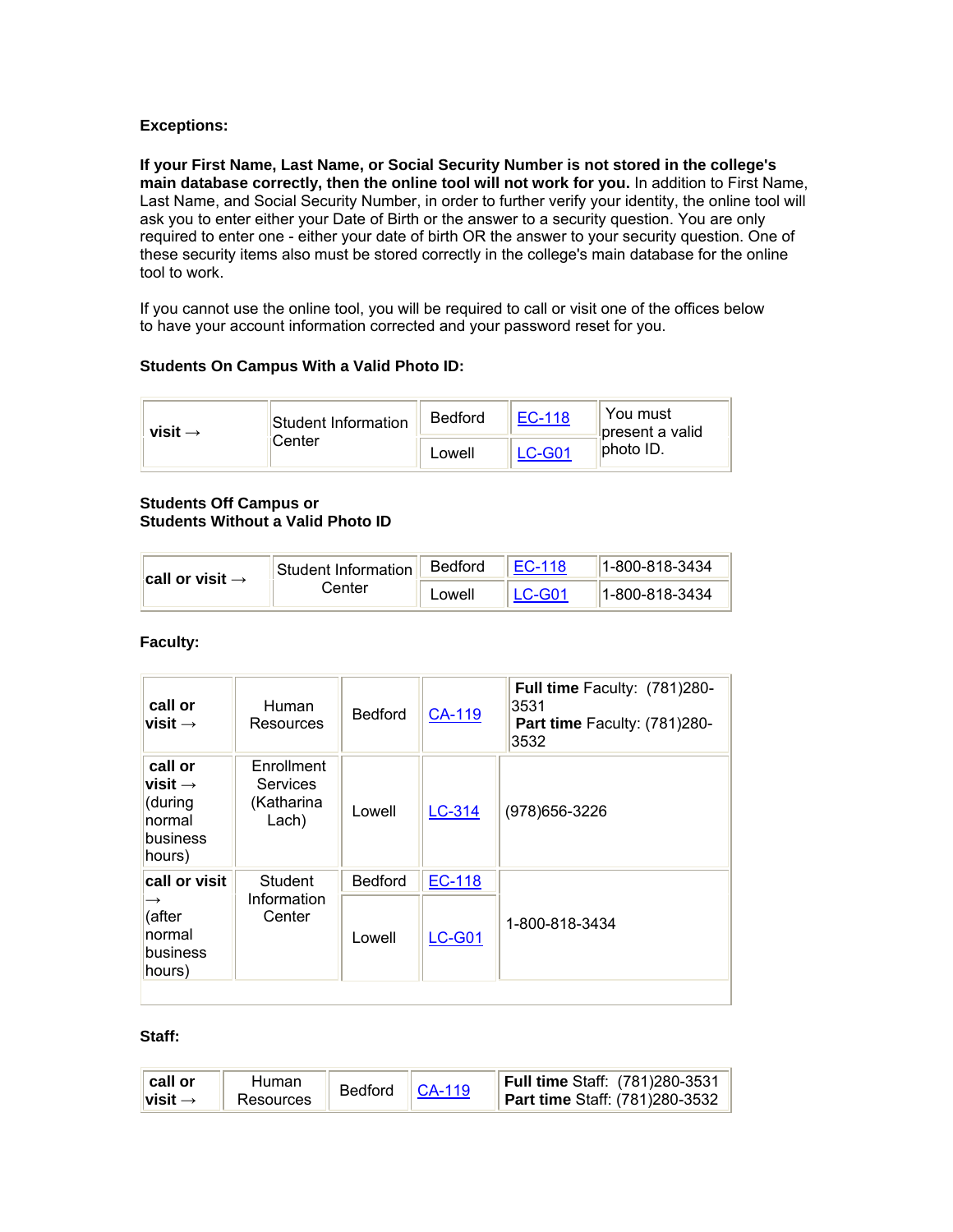**Exceptions:**

**If your First Name, Last Name, or Social Security Number is not stored in the college's main database correctly, then the online tool will not work for you.** In addition to First Name, Last Name, and Social Security Number, in order to further verify your identity, the online tool will ask you to enter either your Date of Birth or the answer to a security question. You are only required to enter one - either your date of birth OR the answer to your security question. One of these security items also must be stored correctly in the college's main database for the online tool to work.

If you cannot use the online tool, you will be required to call or visit one of the offices below to have your account information corrected and your password reset for you.

**Students On Campus With a Valid Photo ID:**

| | | | | |
|---|---|---|---|---|
| **visit →** | Student Information Center | Bedford | EC-118 | You must present a valid photo ID. |
| | | Lowell | LC-G01 | |

**Students Off Campus or Students Without a Valid Photo ID**

| | | | | |
|---|---|---|---|---|
| **call or visit →** | Student Information Center | Bedford | EC-118 | 1-800-818-3434 |
| | | Lowell | LC-G01 | 1-800-818-3434 |

**Faculty:**

| | | | | |
|---|---|---|---|---|
| **call or visit →** | Human Resources | Bedford | CA-119 | **Full time** Faculty: (781)280-3531 **Part time** Faculty: (781)280-3532 |
| **call or visit →** (during normal business hours) | Enrollment Services (Katharina Lach) | Lowell | LC-314 | (978)656-3226 |
| **call or visit →** (after normal business hours) | Student Information Center | Bedford | EC-118 | 1-800-818-3434 |
| | | Lowell | LC-G01 | |

**Staff:**

| | | | | |
|---|---|---|---|---|
| **call or visit →** | Human Resources | Bedford | CA-119 | **Full time** Staff: (781)280-3531 **Part time** Staff: (781)280-3532 |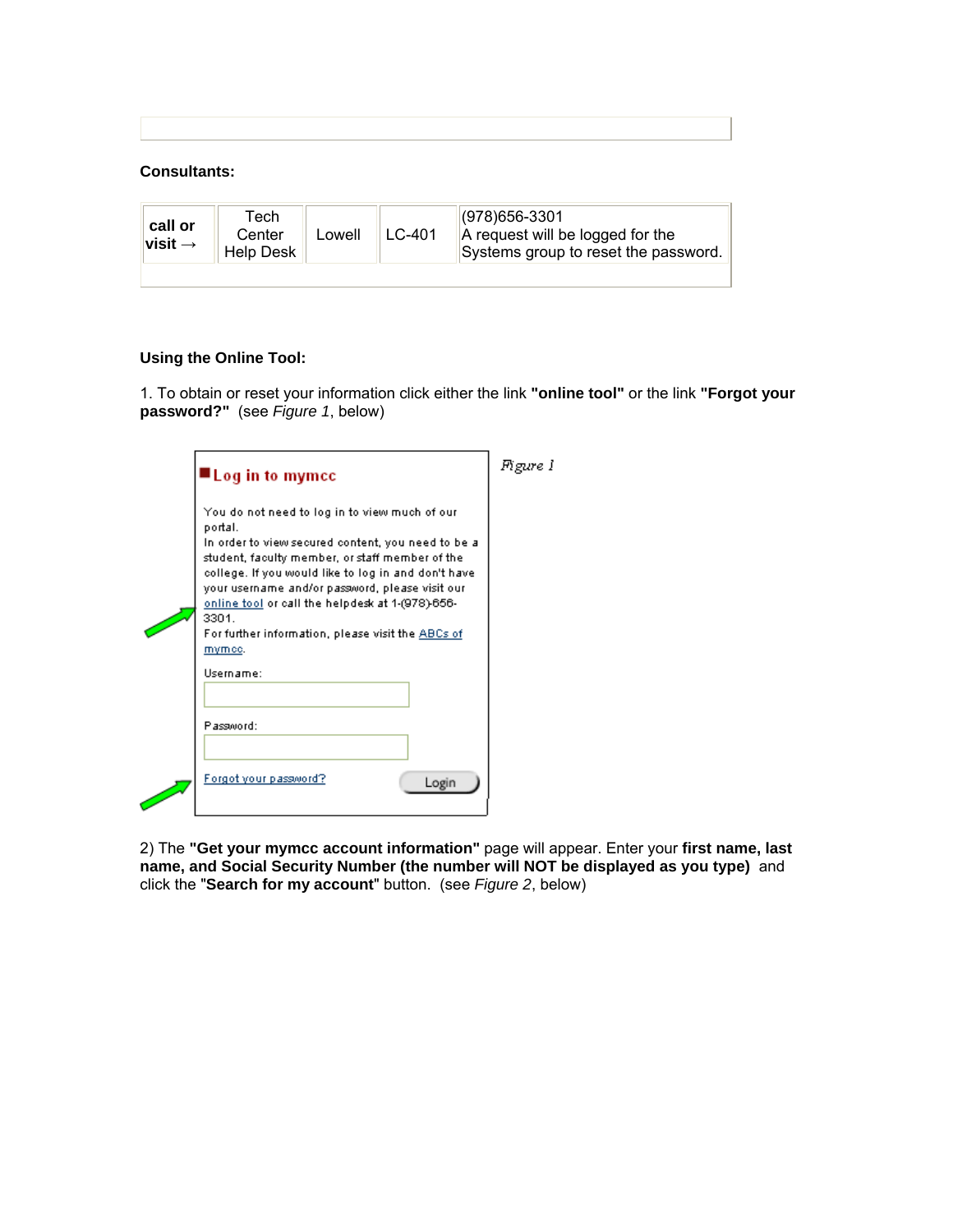**Consultants:**

| **call or visit →** | Tech Center Help Desk | Lowell | LC-401 | (978)656-3301<br>A request will be logged for the Systems group to reset the password. |
|---|---|---|---|---|

**Using the Online Tool:**

1. To obtain or reset your information click either the link **"online tool"** or the link **"Forgot your password?"** (see *Figure 1*, below)

**Log in to mymcc**

You do not need to log in to view much of our portal.
In order to view secured content, you need to be a student, faculty member, or staff member of the college. If you would like to log in and don't have your username and/or password, please visit our online tool or call the helpdesk at 1-(978)-656-3301.
For further information, please visit the ABCs of mymcc.

Username:

Password:

Forgot your password? Login

*Figure 1*

2) The **"Get your mymcc account information"** page will appear. Enter your **first name, last name, and Social Security Number (the number will NOT be displayed as you type)** and click the "**Search for my account**" button. (see *Figure 2*, below)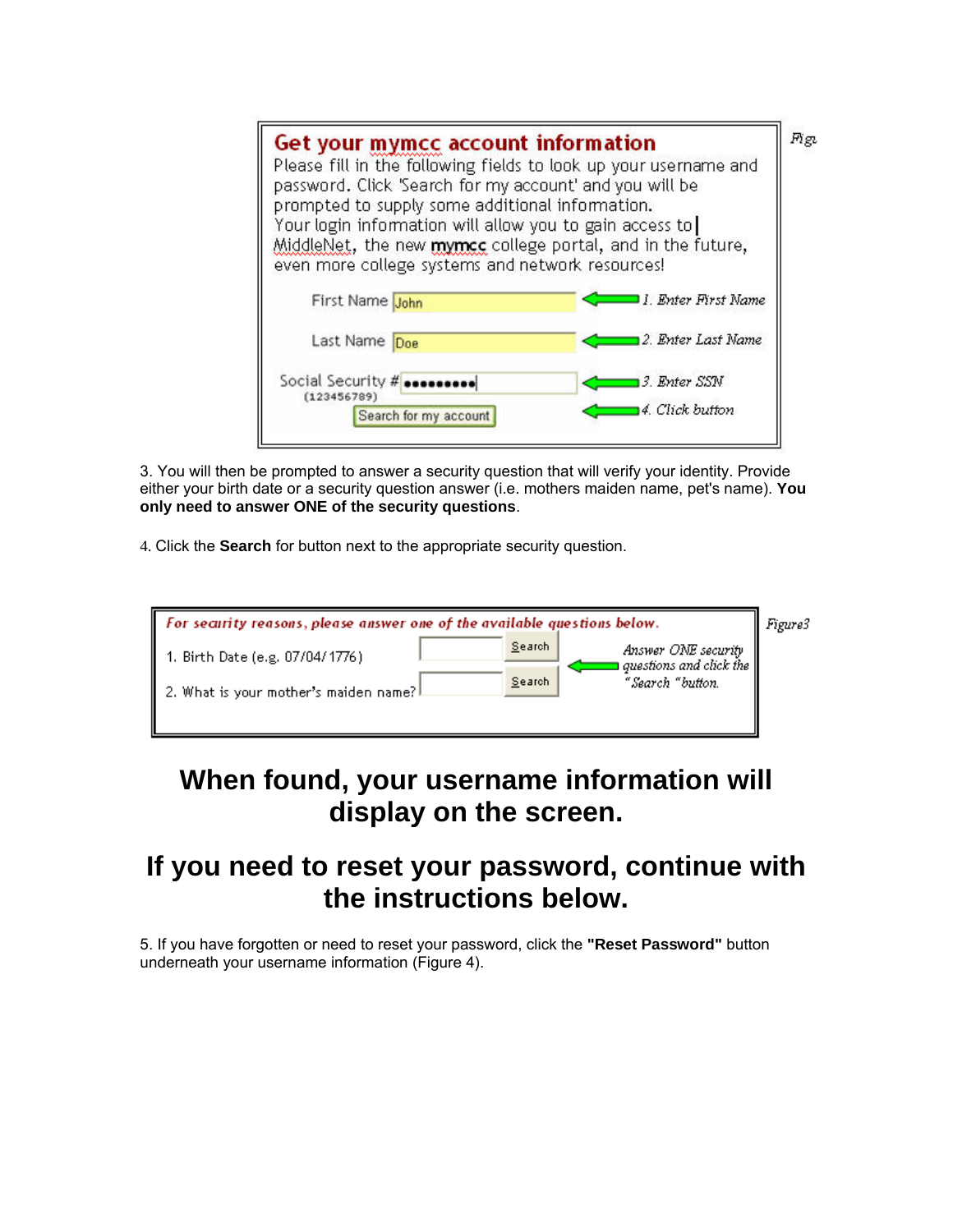**Get your mymcc account information**

Please fill in the following fields to look up your username and password. Click 'Search for my account' and you will be prompted to supply some additional information.
Your login information will allow you to gain access to MiddleNet, the new **mymcc** college portal, and in the future, even more college systems and network resources!

First Name: John — 1. Enter First Name

Last Name: Doe — 2. Enter Last Name

Social Security # (123456789): ●●●●●●●●● — 3. Enter SSN

Search for my account — 4. Click button

Fig2

3. You will then be prompted to answer a security question that will verify your identity. Provide either your birth date or a security question answer (i.e. mothers maiden name, pet's name). **You only need to answer ONE of the security questions**.

4. Click the **Search** for button next to the appropriate security question.

*For security reasons, please answer one of the available questions below.*

1. Birth Date (e.g. 07/04/1776) — Search
2. What is your mother's maiden name? — Search

*Answer ONE security questions and click the "Search" button.*

Figure3

## When found, your username information will display on the screen.

## If you need to reset your password, continue with the instructions below.

5. If you have forgotten or need to reset your password, click the **"Reset Password"** button underneath your username information (Figure 4).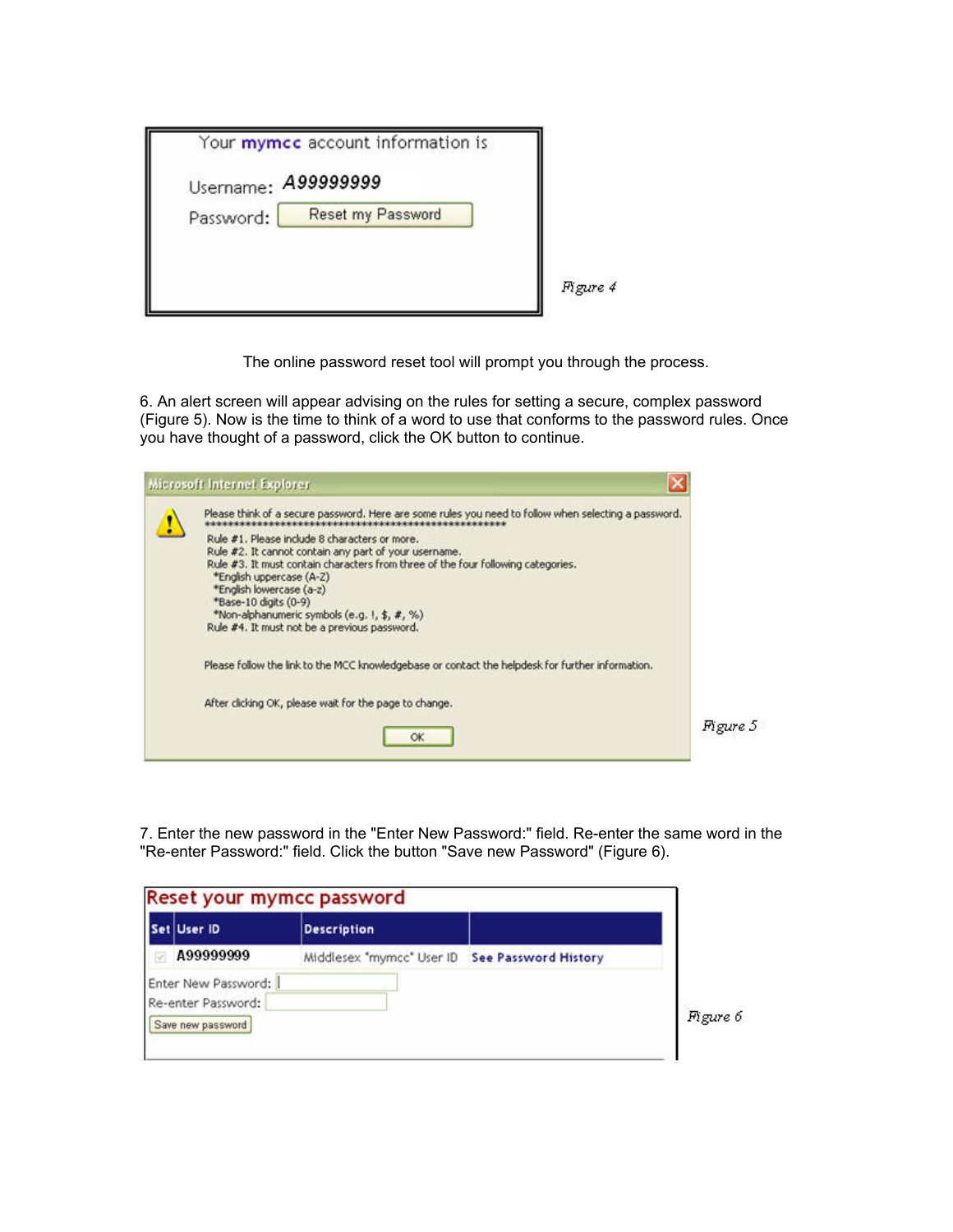Your **mymcc** account information is

Username: *A99999999*

Password: Reset my Password

*Figure 4*

The online password reset tool will prompt you through the process.

6. An alert screen will appear advising on the rules for setting a secure, complex password (Figure 5). Now is the time to think of a word to use that conforms to the password rules. Once you have thought of a password, click the OK button to continue.

**Microsoft Internet Explorer**

Please think of a secure password. Here are some rules you need to follow when selecting a password.
*******************************************************

Rule #1. Please include 8 characters or more.
Rule #2. It cannot contain any part of your username.
Rule #3. It must contain characters from three of the four following categories.
*English uppercase (A-Z)
*English lowercase (a-z)
*Base-10 digits (0-9)
*Non-alphanumeric symbols (e.g. !, $, #, %)
Rule #4. It must not be a previous password.

Please follow the link to the MCC knowledgebase or contact the helpdesk for further information.

After clicking OK, please wait for the page to change.

OK

*Figure 5*

7. Enter the new password in the "Enter New Password:" field. Re-enter the same word in the "Re-enter Password:" field. Click the button "Save new Password" (Figure 6).

**Reset your mymcc password**

| Set | User ID | Description | |
|---|---|---|---|
| ☑ | A99999999 | Middlesex "mymcc" User ID | See Password History |

Enter New Password:

Re-enter Password:

Save new password

*Figure 6*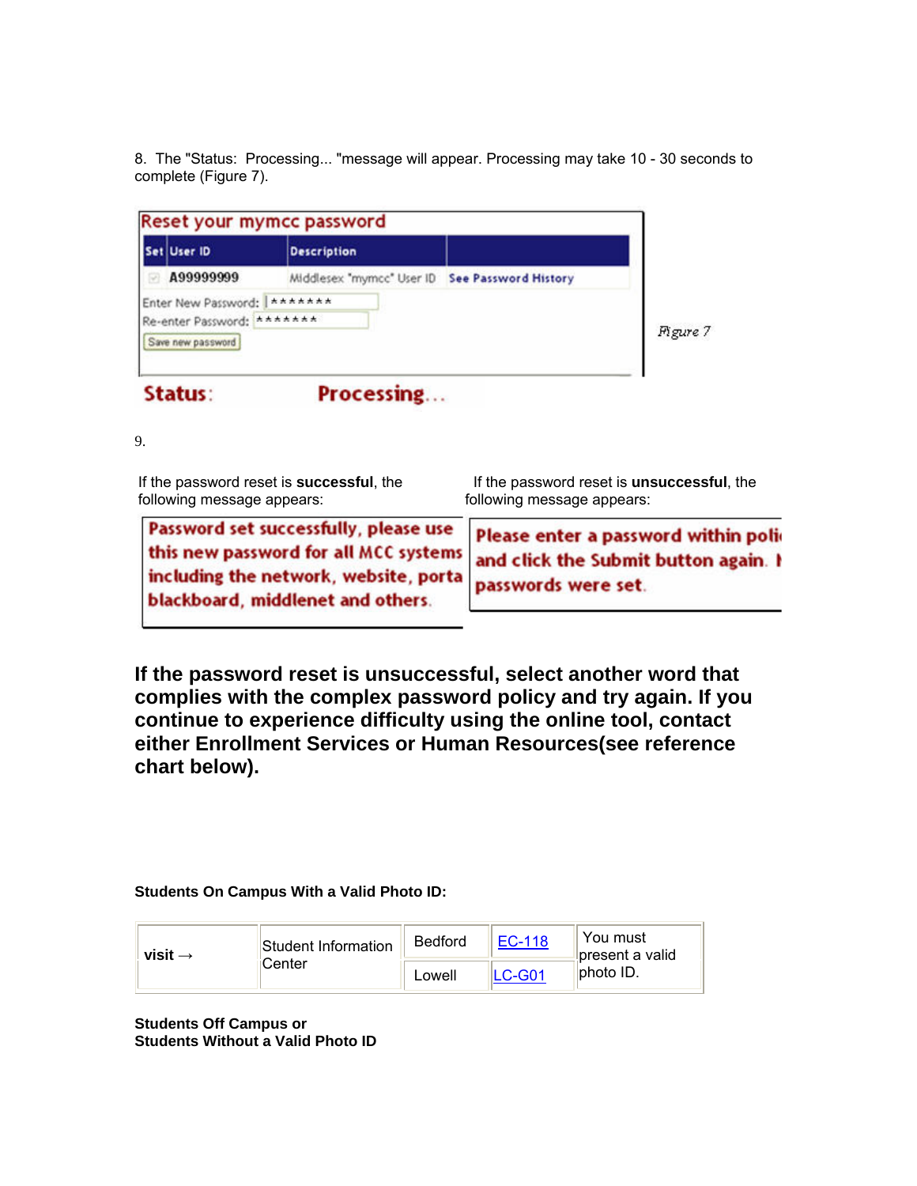8. The "Status: Processing... "message will appear. Processing may take 10 - 30 seconds to complete (Figure 7).

Figure 7

9.

If the password reset is **successful**, the following message appears:

If the password reset is **unsuccessful**, the following message appears:

**If the password reset is unsuccessful, select another word that complies with the complex password policy and try again. If you continue to experience difficulty using the online tool, contact either Enrollment Services or Human Resources(see reference chart below).**

**Students On Campus With a Valid Photo ID:**

| visit → | Student Information Center | Bedford | EC-118 | You must present a valid photo ID. |
|---|---|---|---|---|
| | | Lowell | LC-G01 | |

**Students Off Campus or**
**Students Without a Valid Photo ID**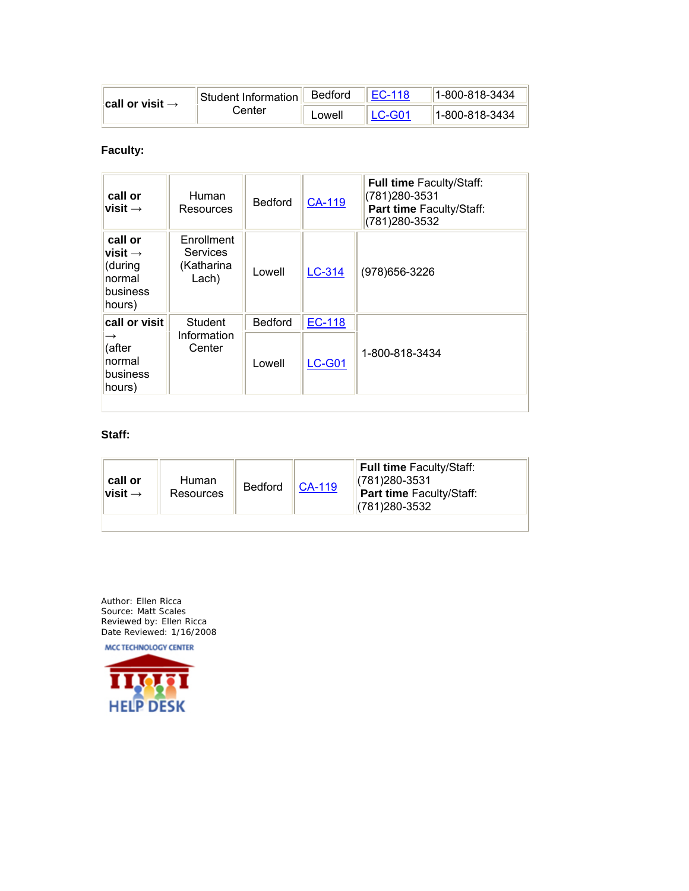| | | | | |
|---|---|---|---|---|
| **call or visit →** | Student Information Center | Bedford | EC-118 | 1-800-818-3434 |
| | | Lowell | LC-G01 | 1-800-818-3434 |

**Faculty:**

| | | | | |
|---|---|---|---|---|
| **call or visit →** | Human Resources | Bedford | CA-119 | **Full time** Faculty/Staff: (781)280-3531 **Part time** Faculty/Staff: (781)280-3532 |
| **call or visit →** (during normal business hours) | Enrollment Services (Katharina Lach) | Lowell | LC-314 | (978)656-3226 |
| **call or visit →** (after normal business hours) | Student Information Center | Bedford | EC-118 | 1-800-818-3434 |
| | | Lowell | LC-G01 | |

**Staff:**

| | | | | |
|---|---|---|---|---|
| **call or visit →** | Human Resources | Bedford | CA-119 | **Full time** Faculty/Staff: (781)280-3531 **Part time** Faculty/Staff: (781)280-3532 |

Author: Ellen Ricca
Source: Matt Scales
Reviewed by: Ellen Ricca
Date Reviewed: 1/16/2008

MCC TECHNOLOGY CENTER
HELP DESK